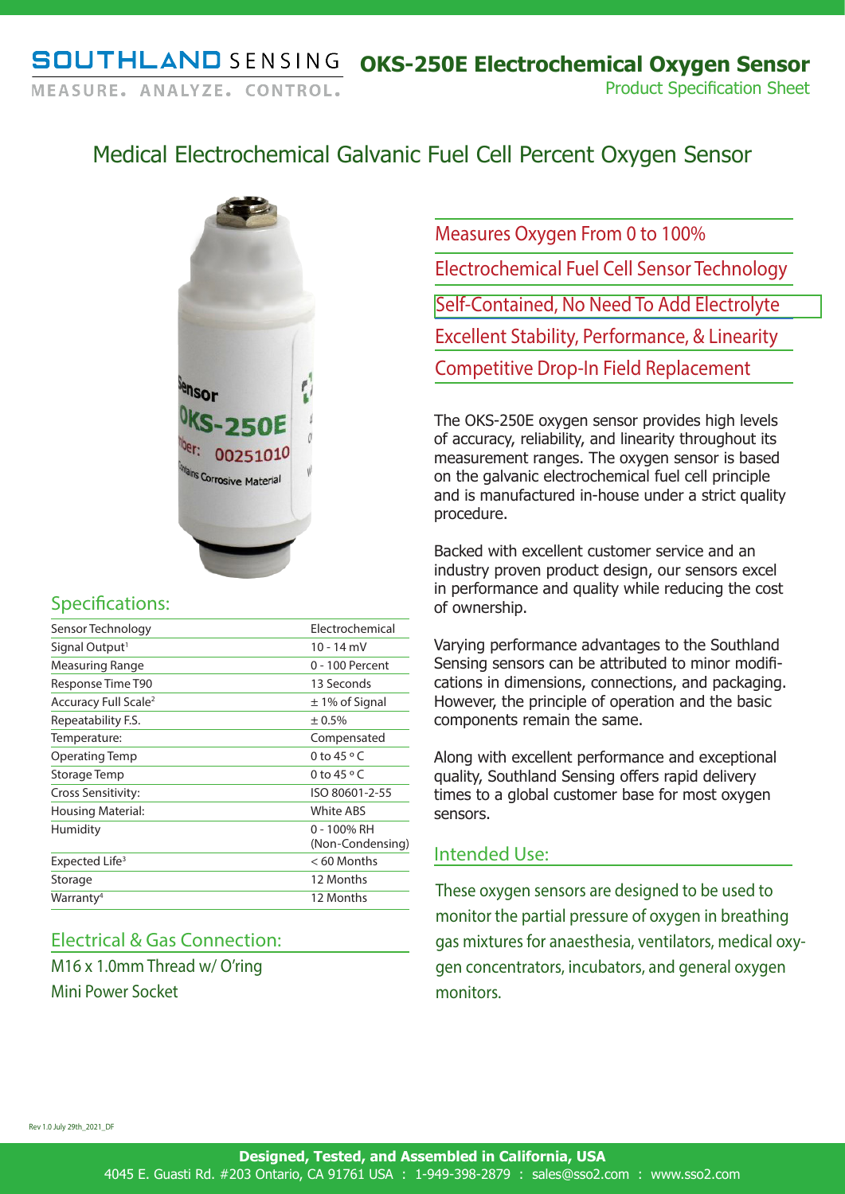**SOUTHLAND SENSING**
MEASURE. ANALYZE. CONTROL.

# OKS-250E Electrochemical Oxygen Sensor

Product Specification Sheet

## Medical Electrochemical Galvanic Fuel Cell Percent Oxygen Sensor

- Measures Oxygen From 0 to 100%
- Electrochemical Fuel Cell Sensor Technology
- Self-Contained, No Need To Add Electrolyte
- Excellent Stability, Performance, & Linearity
- Competitive Drop-In Field Replacement

The OKS-250E oxygen sensor provides high levels of accuracy, reliability, and linearity throughout its measurement ranges. The oxygen sensor is based on the galvanic electrochemical fuel cell principle and is manufactured in-house under a strict quality procedure.

Backed with excellent customer service and an industry proven product design, our sensors excel in performance and quality while reducing the cost of ownership.

Varying performance advantages to the Southland Sensing sensors can be attributed to minor modifications in dimensions, connections, and packaging. However, the principle of operation and the basic components remain the same.

Along with excellent performance and exceptional quality, Southland Sensing offers rapid delivery times to a global customer base for most oxygen sensors.

### Specifications:

| | |
|---|---|
| Sensor Technology | Electrochemical |
| Signal Output[1] | 10 - 14 mV |
| Measuring Range | 0 - 100 Percent |
| Response Time T90 | 13 Seconds |
| Accuracy Full Scale[2] | ± 1% of Signal |
| Repeatability F.S. | ± 0.5% |
| Temperature: | Compensated |
| Operating Temp | 0 to 45 °C |
| Storage Temp | 0 to 45 °C |
| Cross Sensitivity: | ISO 80601-2-55 |
| Housing Material: | White ABS |
| Humidity | 0 - 100% RH (Non-Condensing) |
| Expected Life[3] | < 60 Months |
| Storage | 12 Months |
| Warranty[4] | 12 Months |

### Electrical & Gas Connection:

M16 x 1.0mm Thread w/ O'ring

Mini Power Socket

### Intended Use:

These oxygen sensors are designed to be used to monitor the partial pressure of oxygen in breathing gas mixtures for anaesthesia, ventilators, medical oxygen concentrators, incubators, and general oxygen monitors.

Rev 1.0 July 29th_2021_DF

**Designed, Tested, and Assembled in California, USA**
4045 E. Guasti Rd. #203 Ontario, CA 91761 USA : 1-949-398-2879 : sales@sso2.com : www.sso2.com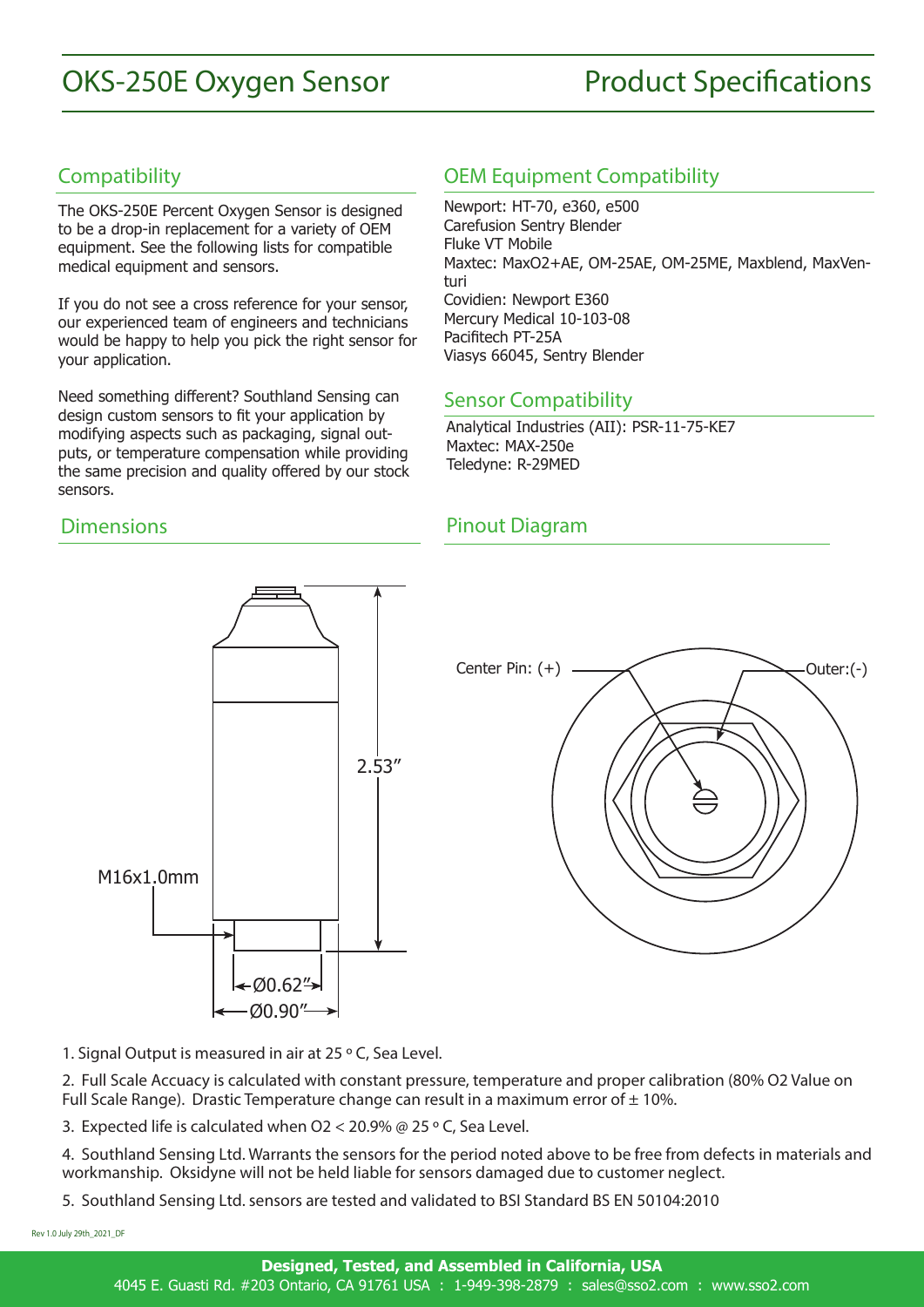# OKS-250E Oxygen Sensor

# Product Specifications

## Compatibility

The OKS-250E Percent Oxygen Sensor is designed to be a drop-in replacement for a variety of OEM equipment. See the following lists for compatible medical equipment and sensors.

If you do not see a cross reference for your sensor, our experienced team of engineers and technicians would be happy to help you pick the right sensor for your application.

Need something different? Southland Sensing can design custom sensors to fit your application by modifying aspects such as packaging, signal outputs, or temperature compensation while providing the same precision and quality offered by our stock sensors.

## OEM Equipment Compatibility

Newport: HT-70, e360, e500
Carefusion Sentry Blender
Fluke VT Mobile
Maxtec: MaxO2+AE, OM-25AE, OM-25ME, Maxblend, MaxVenturi
Covidien: Newport E360
Mercury Medical 10-103-08
Pacifitech PT-25A
Viasys 66045, Sentry Blender

## Sensor Compatibility

Analytical Industries (AII): PSR-11-75-KE7
Maxtec: MAX-250e
Teledyne: R-29MED

## Dimensions

2.53″

M16x1.0mm

Ø0.62″

Ø0.90″

## Pinout Diagram

Center Pin: (+)

Outer:(-)

1. Signal Output is measured in air at 25 º C, Sea Level.
2. Full Scale Accuacy is calculated with constant pressure, temperature and proper calibration (80% O2 Value on Full Scale Range). Drastic Temperature change can result in a maximum error of ± 10%.
3. Expected life is calculated when O2 < 20.9% @ 25 º C, Sea Level.
4. Southland Sensing Ltd. Warrants the sensors for the period noted above to be free from defects in materials and workmanship. Oksidyne will not be held liable for sensors damaged due to customer neglect.
5. Southland Sensing Ltd. sensors are tested and validated to BSI Standard BS EN 50104:2010

Rev 1.0 July 29th_2021_DF

**Designed, Tested, and Assembled in California, USA**
4045 E. Guasti Rd. #203 Ontario, CA 91761 USA : 1-949-398-2879 : sales@sso2.com : www.sso2.com